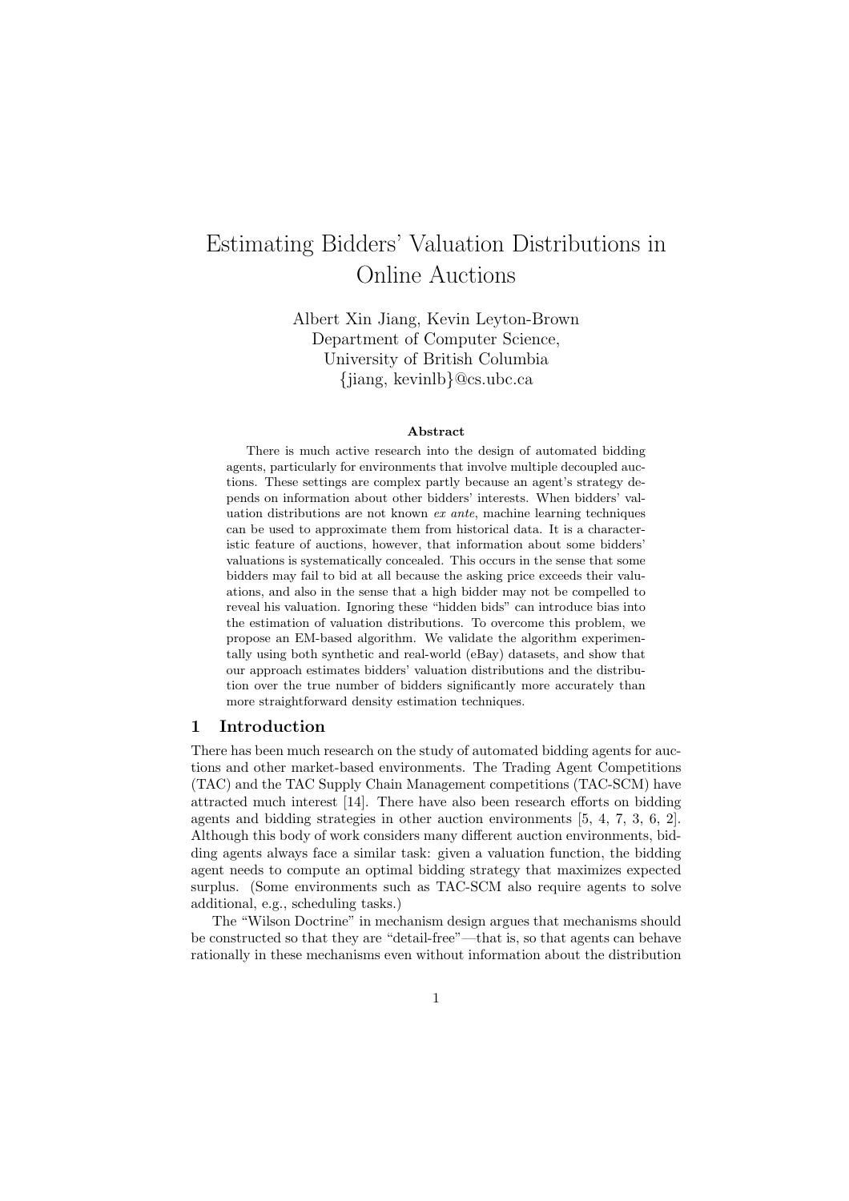# Estimating Bidders' Valuation Distributions in Online Auctions

Albert Xin Jiang, Kevin Leyton-Brown
Department of Computer Science,
University of British Columbia
{jiang, kevinlb}@cs.ubc.ca

**Abstract**

There is much active research into the design of automated bidding agents, particularly for environments that involve multiple decoupled auctions. These settings are complex partly because an agent's strategy depends on information about other bidders' interests. When bidders' valuation distributions are not known *ex ante*, machine learning techniques can be used to approximate them from historical data. It is a characteristic feature of auctions, however, that information about some bidders' valuations is systematically concealed. This occurs in the sense that some bidders may fail to bid at all because the asking price exceeds their valuations, and also in the sense that a high bidder may not be compelled to reveal his valuation. Ignoring these "hidden bids" can introduce bias into the estimation of valuation distributions. To overcome this problem, we propose an EM-based algorithm. We validate the algorithm experimentally using both synthetic and real-world (eBay) datasets, and show that our approach estimates bidders' valuation distributions and the distribution over the true number of bidders significantly more accurately than more straightforward density estimation techniques.

## 1 Introduction

There has been much research on the study of automated bidding agents for auctions and other market-based environments. The Trading Agent Competitions (TAC) and the TAC Supply Chain Management competitions (TAC-SCM) have attracted much interest [14]. There have also been research efforts on bidding agents and bidding strategies in other auction environments [5, 4, 7, 3, 6, 2]. Although this body of work considers many different auction environments, bidding agents always face a similar task: given a valuation function, the bidding agent needs to compute an optimal bidding strategy that maximizes expected surplus. (Some environments such as TAC-SCM also require agents to solve additional, e.g., scheduling tasks.)

The "Wilson Doctrine" in mechanism design argues that mechanisms should be constructed so that they are "detail-free"—that is, so that agents can behave rationally in these mechanisms even without information about the distribution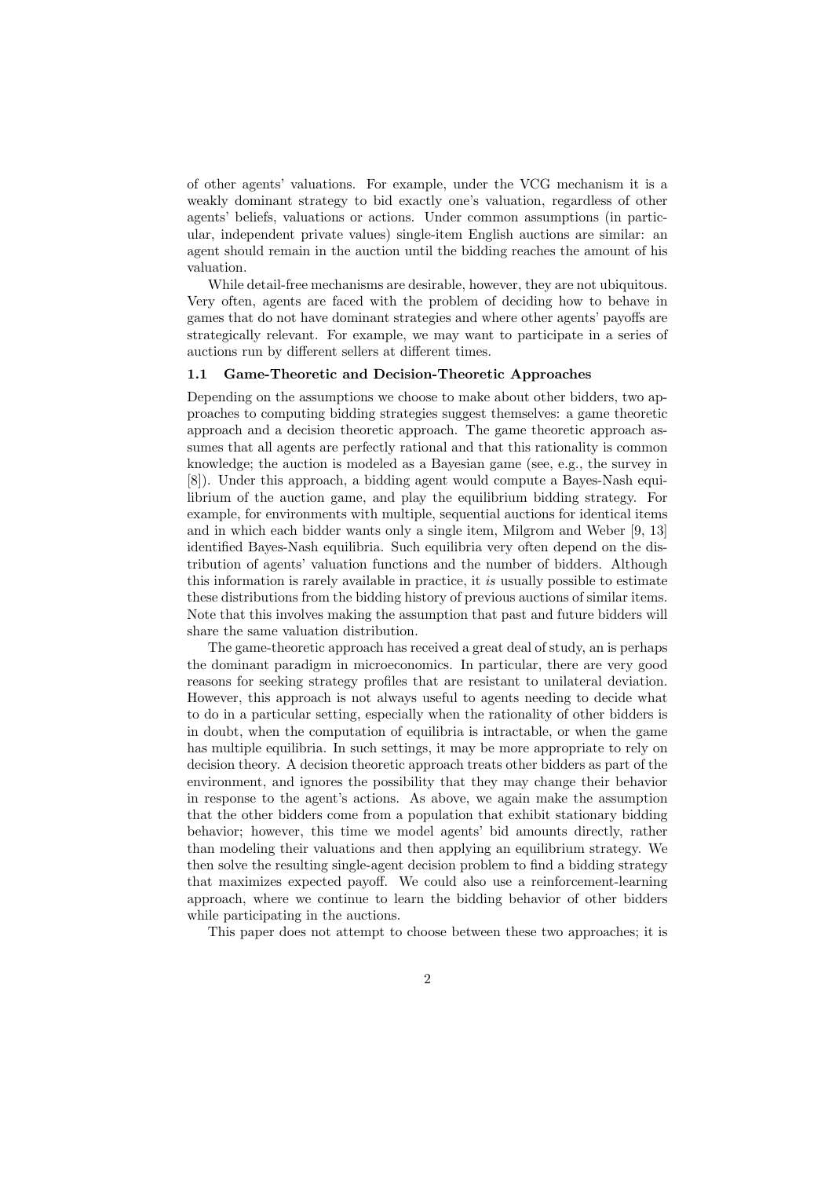of other agents' valuations. For example, under the VCG mechanism it is a weakly dominant strategy to bid exactly one's valuation, regardless of other agents' beliefs, valuations or actions. Under common assumptions (in particular, independent private values) single-item English auctions are similar: an agent should remain in the auction until the bidding reaches the amount of his valuation.

While detail-free mechanisms are desirable, however, they are not ubiquitous. Very often, agents are faced with the problem of deciding how to behave in games that do not have dominant strategies and where other agents' payoffs are strategically relevant. For example, we may want to participate in a series of auctions run by different sellers at different times.

### 1.1 Game-Theoretic and Decision-Theoretic Approaches

Depending on the assumptions we choose to make about other bidders, two approaches to computing bidding strategies suggest themselves: a game theoretic approach and a decision theoretic approach. The game theoretic approach assumes that all agents are perfectly rational and that this rationality is common knowledge; the auction is modeled as a Bayesian game (see, e.g., the survey in [8]). Under this approach, a bidding agent would compute a Bayes-Nash equilibrium of the auction game, and play the equilibrium bidding strategy. For example, for environments with multiple, sequential auctions for identical items and in which each bidder wants only a single item, Milgrom and Weber [9, 13] identified Bayes-Nash equilibria. Such equilibria very often depend on the distribution of agents' valuation functions and the number of bidders. Although this information is rarely available in practice, it *is* usually possible to estimate these distributions from the bidding history of previous auctions of similar items. Note that this involves making the assumption that past and future bidders will share the same valuation distribution.

The game-theoretic approach has received a great deal of study, an is perhaps the dominant paradigm in microeconomics. In particular, there are very good reasons for seeking strategy profiles that are resistant to unilateral deviation. However, this approach is not always useful to agents needing to decide what to do in a particular setting, especially when the rationality of other bidders is in doubt, when the computation of equilibria is intractable, or when the game has multiple equilibria. In such settings, it may be more appropriate to rely on decision theory. A decision theoretic approach treats other bidders as part of the environment, and ignores the possibility that they may change their behavior in response to the agent's actions. As above, we again make the assumption that the other bidders come from a population that exhibit stationary bidding behavior; however, this time we model agents' bid amounts directly, rather than modeling their valuations and then applying an equilibrium strategy. We then solve the resulting single-agent decision problem to find a bidding strategy that maximizes expected payoff. We could also use a reinforcement-learning approach, where we continue to learn the bidding behavior of other bidders while participating in the auctions.

This paper does not attempt to choose between these two approaches; it is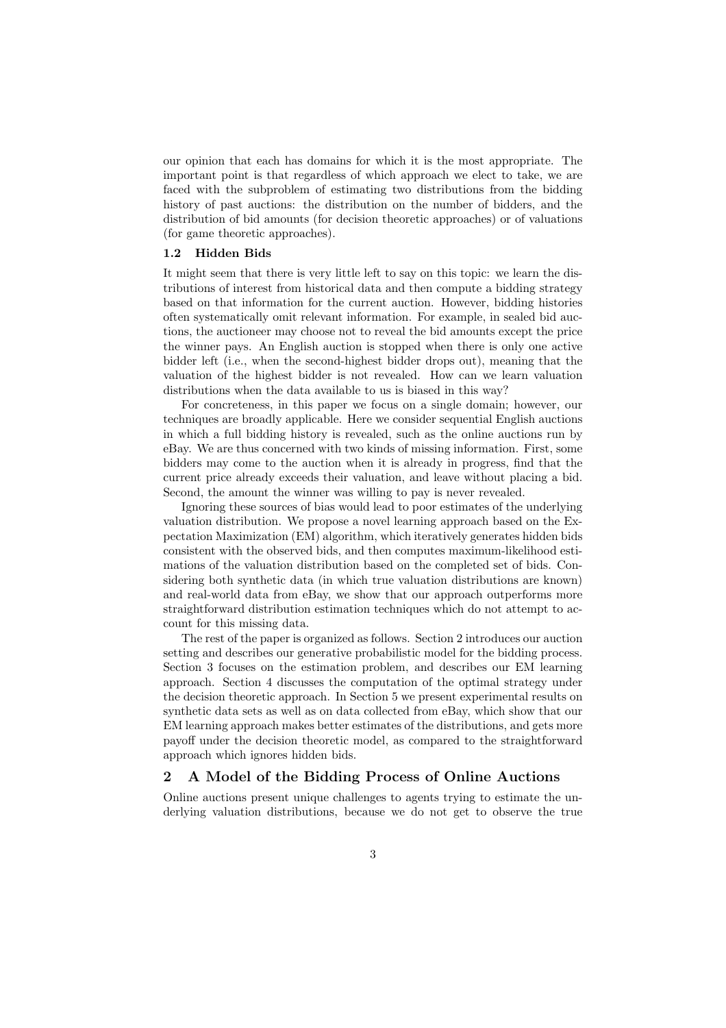our opinion that each has domains for which it is the most appropriate. The important point is that regardless of which approach we elect to take, we are faced with the subproblem of estimating two distributions from the bidding history of past auctions: the distribution on the number of bidders, and the distribution of bid amounts (for decision theoretic approaches) or of valuations (for game theoretic approaches).

### 1.2 Hidden Bids

It might seem that there is very little left to say on this topic: we learn the distributions of interest from historical data and then compute a bidding strategy based on that information for the current auction. However, bidding histories often systematically omit relevant information. For example, in sealed bid auctions, the auctioneer may choose not to reveal the bid amounts except the price the winner pays. An English auction is stopped when there is only one active bidder left (i.e., when the second-highest bidder drops out), meaning that the valuation of the highest bidder is not revealed. How can we learn valuation distributions when the data available to us is biased in this way?

For concreteness, in this paper we focus on a single domain; however, our techniques are broadly applicable. Here we consider sequential English auctions in which a full bidding history is revealed, such as the online auctions run by eBay. We are thus concerned with two kinds of missing information. First, some bidders may come to the auction when it is already in progress, find that the current price already exceeds their valuation, and leave without placing a bid. Second, the amount the winner was willing to pay is never revealed.

Ignoring these sources of bias would lead to poor estimates of the underlying valuation distribution. We propose a novel learning approach based on the Expectation Maximization (EM) algorithm, which iteratively generates hidden bids consistent with the observed bids, and then computes maximum-likelihood estimations of the valuation distribution based on the completed set of bids. Considering both synthetic data (in which true valuation distributions are known) and real-world data from eBay, we show that our approach outperforms more straightforward distribution estimation techniques which do not attempt to account for this missing data.

The rest of the paper is organized as follows. Section 2 introduces our auction setting and describes our generative probabilistic model for the bidding process. Section 3 focuses on the estimation problem, and describes our EM learning approach. Section 4 discusses the computation of the optimal strategy under the decision theoretic approach. In Section 5 we present experimental results on synthetic data sets as well as on data collected from eBay, which show that our EM learning approach makes better estimates of the distributions, and gets more payoff under the decision theoretic model, as compared to the straightforward approach which ignores hidden bids.

## 2 A Model of the Bidding Process of Online Auctions

Online auctions present unique challenges to agents trying to estimate the underlying valuation distributions, because we do not get to observe the true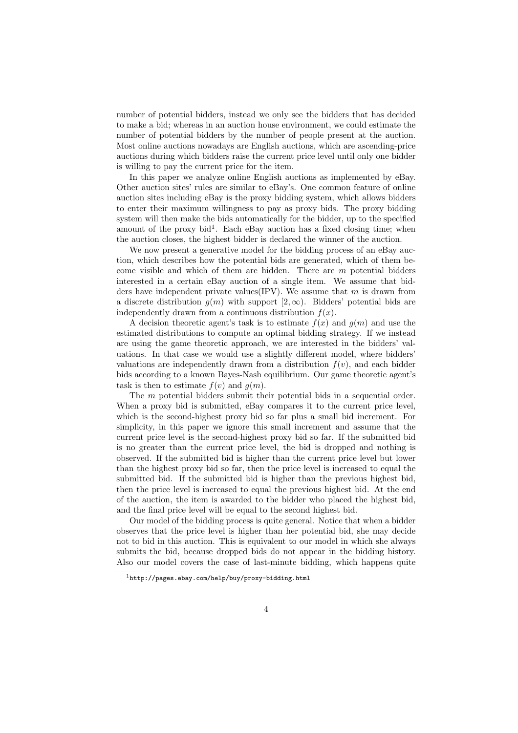number of potential bidders, instead we only see the bidders that has decided to make a bid; whereas in an auction house environment, we could estimate the number of potential bidders by the number of people present at the auction. Most online auctions nowadays are English auctions, which are ascending-price auctions during which bidders raise the current price level until only one bidder is willing to pay the current price for the item.

In this paper we analyze online English auctions as implemented by eBay. Other auction sites' rules are similar to eBay's. One common feature of online auction sites including eBay is the proxy bidding system, which allows bidders to enter their maximum willingness to pay as proxy bids. The proxy bidding system will then make the bids automatically for the bidder, up to the specified amount of the proxy bid[1]. Each eBay auction has a fixed closing time; when the auction closes, the highest bidder is declared the winner of the auction.

We now present a generative model for the bidding process of an eBay auction, which describes how the potential bids are generated, which of them become visible and which of them are hidden. There are $m$ potential bidders interested in a certain eBay auction of a single item. We assume that bidders have independent private values(IPV). We assume that $m$ is drawn from a discrete distribution $g(m)$ with support $[2, \infty)$. Bidders' potential bids are independently drawn from a continuous distribution $f(x)$.

A decision theoretic agent's task is to estimate $f(x)$ and $g(m)$ and use the estimated distributions to compute an optimal bidding strategy. If we instead are using the game theoretic approach, we are interested in the bidders' valuations. In that case we would use a slightly different model, where bidders' valuations are independently drawn from a distribution $f(v)$, and each bidder bids according to a known Bayes-Nash equilibrium. Our game theoretic agent's task is then to estimate $f(v)$ and $g(m)$.

The $m$ potential bidders submit their potential bids in a sequential order. When a proxy bid is submitted, eBay compares it to the current price level, which is the second-highest proxy bid so far plus a small bid increment. For simplicity, in this paper we ignore this small increment and assume that the current price level is the second-highest proxy bid so far. If the submitted bid is no greater than the current price level, the bid is dropped and nothing is observed. If the submitted bid is higher than the current price level but lower than the highest proxy bid so far, then the price level is increased to equal the submitted bid. If the submitted bid is higher than the previous highest bid, then the price level is increased to equal the previous highest bid. At the end of the auction, the item is awarded to the bidder who placed the highest bid, and the final price level will be equal to the second highest bid.

Our model of the bidding process is quite general. Notice that when a bidder observes that the price level is higher than her potential bid, she may decide not to bid in this auction. This is equivalent to our model in which she always submits the bid, because dropped bids do not appear in the bidding history. Also our model covers the case of last-minute bidding, which happens quite

[1] http://pages.ebay.com/help/buy/proxy-bidding.html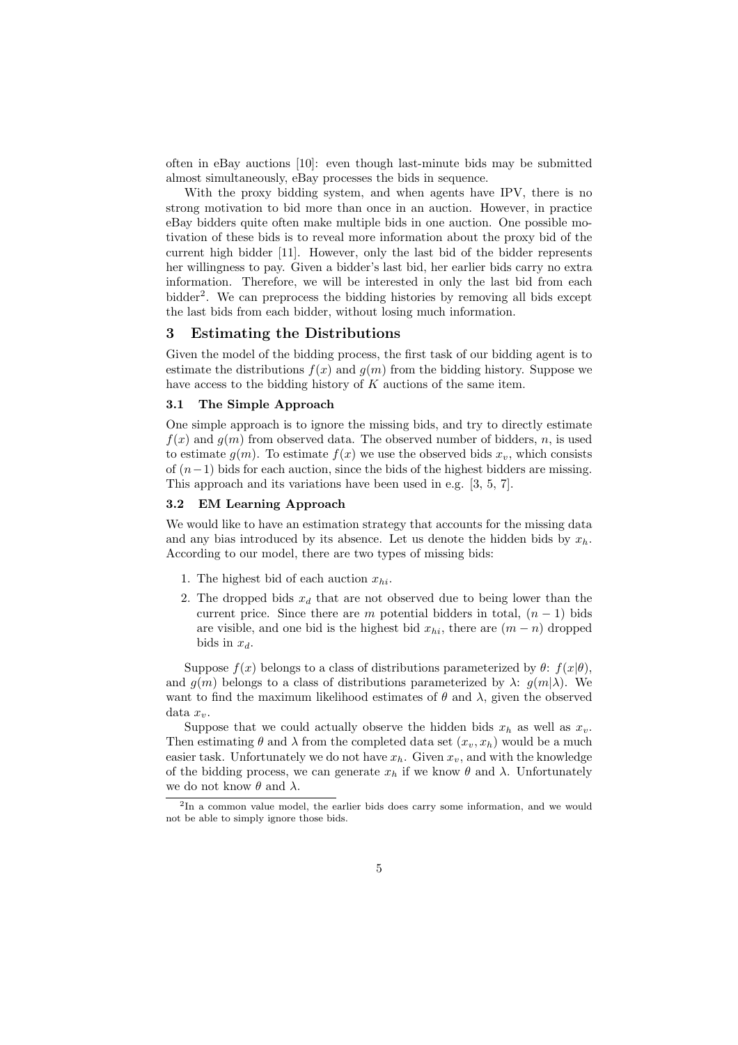often in eBay auctions [10]: even though last-minute bids may be submitted almost simultaneously, eBay processes the bids in sequence.

With the proxy bidding system, and when agents have IPV, there is no strong motivation to bid more than once in an auction. However, in practice eBay bidders quite often make multiple bids in one auction. One possible motivation of these bids is to reveal more information about the proxy bid of the current high bidder [11]. However, only the last bid of the bidder represents her willingness to pay. Given a bidder's last bid, her earlier bids carry no extra information. Therefore, we will be interested in only the last bid from each bidder[2]. We can preprocess the bidding histories by removing all bids except the last bids from each bidder, without losing much information.

## 3 Estimating the Distributions

Given the model of the bidding process, the first task of our bidding agent is to estimate the distributions $f(x)$ and $g(m)$ from the bidding history. Suppose we have access to the bidding history of $K$ auctions of the same item.

### 3.1 The Simple Approach

One simple approach is to ignore the missing bids, and try to directly estimate $f(x)$ and $g(m)$ from observed data. The observed number of bidders, $n$, is used to estimate $g(m)$. To estimate $f(x)$ we use the observed bids $x_v$, which consists of $(n-1)$ bids for each auction, since the bids of the highest bidders are missing. This approach and its variations have been used in e.g. [3, 5, 7].

### 3.2 EM Learning Approach

We would like to have an estimation strategy that accounts for the missing data and any bias introduced by its absence. Let us denote the hidden bids by $x_h$. According to our model, there are two types of missing bids:

1. The highest bid of each auction $x_{hi}$.
2. The dropped bids $x_d$ that are not observed due to being lower than the current price. Since there are $m$ potential bidders in total, $(n-1)$ bids are visible, and one bid is the highest bid $x_{hi}$, there are $(m-n)$ dropped bids in $x_d$.

Suppose $f(x)$ belongs to a class of distributions parameterized by $\theta$: $f(x|\theta)$, and $g(m)$ belongs to a class of distributions parameterized by $\lambda$: $g(m|\lambda)$. We want to find the maximum likelihood estimates of $\theta$ and $\lambda$, given the observed data $x_v$.

Suppose that we could actually observe the hidden bids $x_h$ as well as $x_v$. Then estimating $\theta$ and $\lambda$ from the completed data set $(x_v, x_h)$ would be a much easier task. Unfortunately we do not have $x_h$. Given $x_v$, and with the knowledge of the bidding process, we can generate $x_h$ if we know $\theta$ and $\lambda$. Unfortunately we do not know $\theta$ and $\lambda$.

[2] In a common value model, the earlier bids does carry some information, and we would not be able to simply ignore those bids.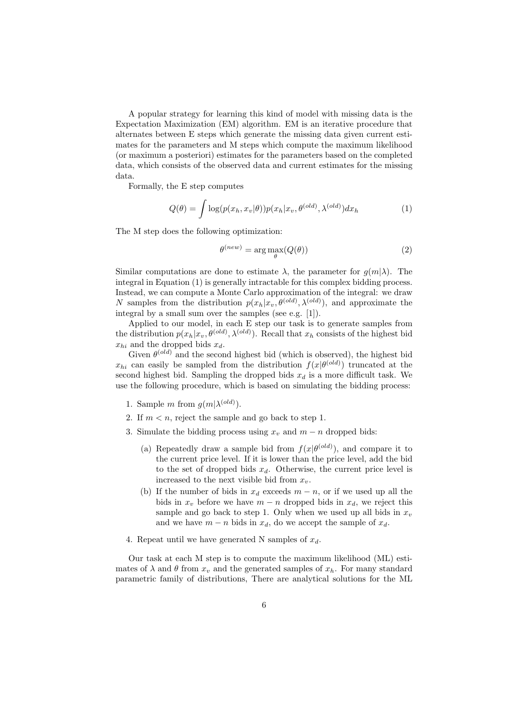A popular strategy for learning this kind of model with missing data is the Expectation Maximization (EM) algorithm. EM is an iterative procedure that alternates between E steps which generate the missing data given current estimates for the parameters and M steps which compute the maximum likelihood (or maximum a posteriori) estimates for the parameters based on the completed data, which consists of the observed data and current estimates for the missing data.

Formally, the E step computes

$$Q(\theta) = \int \log(p(x_h, x_v|\theta))p(x_h|x_v, \theta^{(old)}, \lambda^{(old)})dx_h \tag{1}$$

The M step does the following optimization:

$$\theta^{(new)} = \arg\max_{\theta}(Q(\theta)) \tag{2}$$

Similar computations are done to estimate $\lambda$, the parameter for $g(m|\lambda)$. The integral in Equation (1) is generally intractable for this complex bidding process. Instead, we can compute a Monte Carlo approximation of the integral: we draw $N$ samples from the distribution $p(x_h|x_v, \theta^{(old)}, \lambda^{(old)})$, and approximate the integral by a small sum over the samples (see e.g. [1]).

Applied to our model, in each E step our task is to generate samples from the distribution $p(x_h|x_v, \theta^{(old)}, \lambda^{(old)})$. Recall that $x_h$ consists of the highest bid $x_{hi}$ and the dropped bids $x_d$.

Given $\theta^{(old)}$ and the second highest bid (which is observed), the highest bid $x_{hi}$ can easily be sampled from the distribution $f(x|\theta^{(old)})$ truncated at the second highest bid. Sampling the dropped bids $x_d$ is a more difficult task. We use the following procedure, which is based on simulating the bidding process:

1. Sample $m$ from $g(m|\lambda^{(old)})$.
2. If $m < n$, reject the sample and go back to step 1.
3. Simulate the bidding process using $x_v$ and $m - n$ dropped bids:
   (a) Repeatedly draw a sample bid from $f(x|\theta^{(old)})$, and compare it to the current price level. If it is lower than the price level, add the bid to the set of dropped bids $x_d$. Otherwise, the current price level is increased to the next visible bid from $x_v$.
   (b) If the number of bids in $x_d$ exceeds $m - n$, or if we used up all the bids in $x_v$ before we have $m - n$ dropped bids in $x_d$, we reject this sample and go back to step 1. Only when we used up all bids in $x_v$ and we have $m - n$ bids in $x_d$, do we accept the sample of $x_d$.
4. Repeat until we have generated N samples of $x_d$.

Our task at each M step is to compute the maximum likelihood (ML) estimates of $\lambda$ and $\theta$ from $x_v$ and the generated samples of $x_h$. For many standard parametric family of distributions, There are analytical solutions for the ML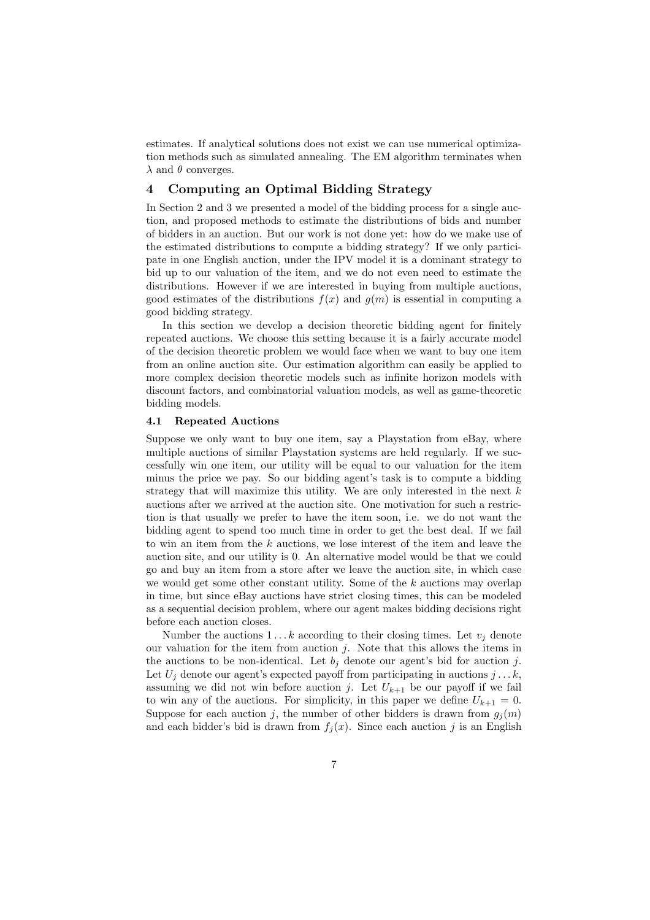estimates. If analytical solutions does not exist we can use numerical optimization methods such as simulated annealing. The EM algorithm terminates when $\lambda$ and $\theta$ converges.

## 4 Computing an Optimal Bidding Strategy

In Section 2 and 3 we presented a model of the bidding process for a single auction, and proposed methods to estimate the distributions of bids and number of bidders in an auction. But our work is not done yet: how do we make use of the estimated distributions to compute a bidding strategy? If we only participate in one English auction, under the IPV model it is a dominant strategy to bid up to our valuation of the item, and we do not even need to estimate the distributions. However if we are interested in buying from multiple auctions, good estimates of the distributions $f(x)$ and $g(m)$ is essential in computing a good bidding strategy.

In this section we develop a decision theoretic bidding agent for finitely repeated auctions. We choose this setting because it is a fairly accurate model of the decision theoretic problem we would face when we want to buy one item from an online auction site. Our estimation algorithm can easily be applied to more complex decision theoretic models such as infinite horizon models with discount factors, and combinatorial valuation models, as well as game-theoretic bidding models.

### 4.1 Repeated Auctions

Suppose we only want to buy one item, say a Playstation from eBay, where multiple auctions of similar Playstation systems are held regularly. If we successfully win one item, our utility will be equal to our valuation for the item minus the price we pay. So our bidding agent's task is to compute a bidding strategy that will maximize this utility. We are only interested in the next $k$ auctions after we arrived at the auction site. One motivation for such a restriction is that usually we prefer to have the item soon, i.e. we do not want the bidding agent to spend too much time in order to get the best deal. If we fail to win an item from the $k$ auctions, we lose interest of the item and leave the auction site, and our utility is 0. An alternative model would be that we could go and buy an item from a store after we leave the auction site, in which case we would get some other constant utility. Some of the $k$ auctions may overlap in time, but since eBay auctions have strict closing times, this can be modeled as a sequential decision problem, where our agent makes bidding decisions right before each auction closes.

Number the auctions $1 \dots k$ according to their closing times. Let $v_j$ denote our valuation for the item from auction $j$. Note that this allows the items in the auctions to be non-identical. Let $b_j$ denote our agent's bid for auction $j$. Let $U_j$ denote our agent's expected payoff from participating in auctions $j \dots k$, assuming we did not win before auction $j$. Let $U_{k+1}$ be our payoff if we fail to win any of the auctions. For simplicity, in this paper we define $U_{k+1} = 0$. Suppose for each auction $j$, the number of other bidders is drawn from $g_j(m)$ and each bidder's bid is drawn from $f_j(x)$. Since each auction $j$ is an English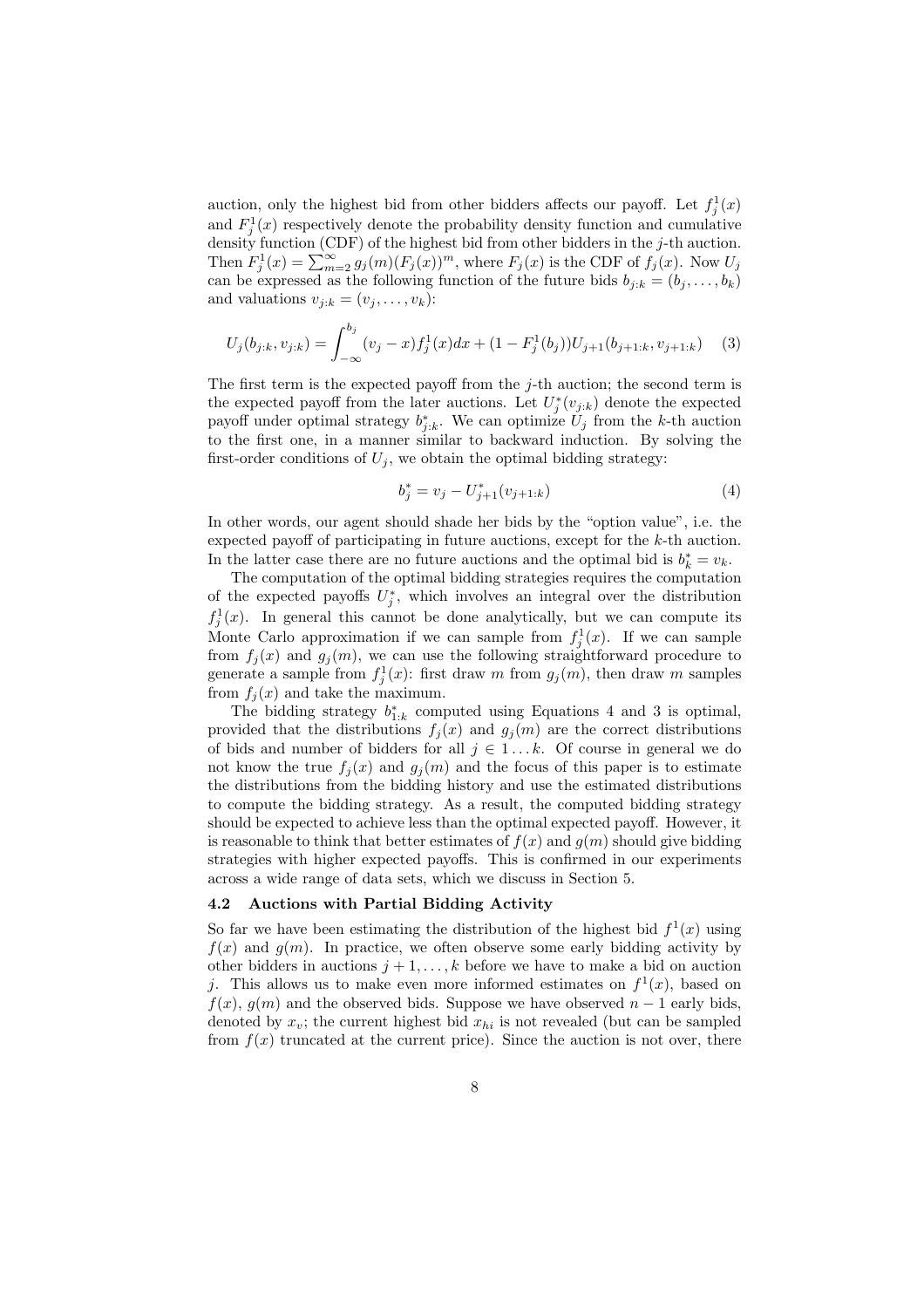auction, only the highest bid from other bidders affects our payoff. Let $f_j^1(x)$ and $F_j^1(x)$ respectively denote the probability density function and cumulative density function (CDF) of the highest bid from other bidders in the $j$-th auction. Then $F_j^1(x) = \sum_{m=2}^{\infty} g_j(m)(F_j(x))^m$, where $F_j(x)$ is the CDF of $f_j(x)$. Now $U_j$ can be expressed as the following function of the future bids $b_{j:k} = (b_j, \ldots, b_k)$ and valuations $v_{j:k} = (v_j, \ldots, v_k)$:

$$U_j(b_{j:k}, v_{j:k}) = \int_{-\infty}^{b_j} (v_j - x) f_j^1(x) dx + (1 - F_j^1(b_j)) U_{j+1}(b_{j+1:k}, v_{j+1:k}) \quad (3)$$

The first term is the expected payoff from the $j$-th auction; the second term is the expected payoff from the later auctions. Let $U_j^*(v_{j:k})$ denote the expected payoff under optimal strategy $b_{j:k}^*$. We can optimize $U_j$ from the $k$-th auction to the first one, in a manner similar to backward induction. By solving the first-order conditions of $U_j$, we obtain the optimal bidding strategy:

$$b_j^* = v_j - U_{j+1}^*(v_{j+1:k}) \quad (4)$$

In other words, our agent should shade her bids by the "option value", i.e. the expected payoff of participating in future auctions, except for the $k$-th auction. In the latter case there are no future auctions and the optimal bid is $b_k^* = v_k$.

The computation of the optimal bidding strategies requires the computation of the expected payoffs $U_j^*$, which involves an integral over the distribution $f_j^1(x)$. In general this cannot be done analytically, but we can compute its Monte Carlo approximation if we can sample from $f_j^1(x)$. If we can sample from $f_j(x)$ and $g_j(m)$, we can use the following straightforward procedure to generate a sample from $f_j^1(x)$: first draw $m$ from $g_j(m)$, then draw $m$ samples from $f_j(x)$ and take the maximum.

The bidding strategy $b_{1:k}^*$ computed using Equations 4 and 3 is optimal, provided that the distributions $f_j(x)$ and $g_j(m)$ are the correct distributions of bids and number of bidders for all $j \in 1 \ldots k$. Of course in general we do not know the true $f_j(x)$ and $g_j(m)$ and the focus of this paper is to estimate the distributions from the bidding history and use the estimated distributions to compute the bidding strategy. As a result, the computed bidding strategy should be expected to achieve less than the optimal expected payoff. However, it is reasonable to think that better estimates of $f(x)$ and $g(m)$ should give bidding strategies with higher expected payoffs. This is confirmed in our experiments across a wide range of data sets, which we discuss in Section 5.

### 4.2 Auctions with Partial Bidding Activity

So far we have been estimating the distribution of the highest bid $f^1(x)$ using $f(x)$ and $g(m)$. In practice, we often observe some early bidding activity by other bidders in auctions $j+1, \ldots, k$ before we have to make a bid on auction $j$. This allows us to make even more informed estimates on $f^1(x)$, based on $f(x)$, $g(m)$ and the observed bids. Suppose we have observed $n-1$ early bids, denoted by $x_v$; the current highest bid $x_{hi}$ is not revealed (but can be sampled from $f(x)$ truncated at the current price). Since the auction is not over, there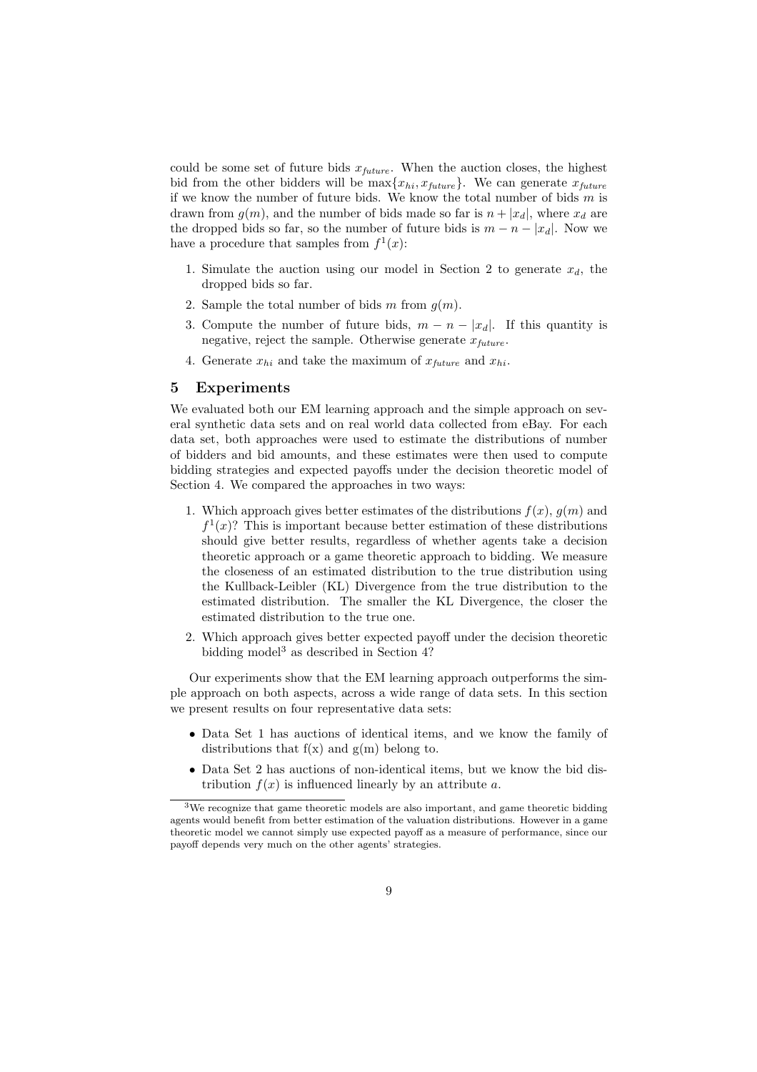could be some set of future bids $x_{future}$. When the auction closes, the highest bid from the other bidders will be $\max\{x_{hi}, x_{future}\}$. We can generate $x_{future}$ if we know the number of future bids. We know the total number of bids $m$ is drawn from $g(m)$, and the number of bids made so far is $n + |x_d|$, where $x_d$ are the dropped bids so far, so the number of future bids is $m - n - |x_d|$. Now we have a procedure that samples from $f^1(x)$:

1. Simulate the auction using our model in Section 2 to generate $x_d$, the dropped bids so far.
2. Sample the total number of bids $m$ from $g(m)$.
3. Compute the number of future bids, $m - n - |x_d|$. If this quantity is negative, reject the sample. Otherwise generate $x_{future}$.
4. Generate $x_{hi}$ and take the maximum of $x_{future}$ and $x_{hi}$.

## 5 Experiments

We evaluated both our EM learning approach and the simple approach on several synthetic data sets and on real world data collected from eBay. For each data set, both approaches were used to estimate the distributions of number of bidders and bid amounts, and these estimates were then used to compute bidding strategies and expected payoffs under the decision theoretic model of Section 4. We compared the approaches in two ways:

1. Which approach gives better estimates of the distributions $f(x)$, $g(m)$ and $f^1(x)$? This is important because better estimation of these distributions should give better results, regardless of whether agents take a decision theoretic approach or a game theoretic approach to bidding. We measure the closeness of an estimated distribution to the true distribution using the Kullback-Leibler (KL) Divergence from the true distribution to the estimated distribution. The smaller the KL Divergence, the closer the estimated distribution to the true one.
2. Which approach gives better expected payoff under the decision theoretic bidding model[3] as described in Section 4?

Our experiments show that the EM learning approach outperforms the simple approach on both aspects, across a wide range of data sets. In this section we present results on four representative data sets:

- Data Set 1 has auctions of identical items, and we know the family of distributions that f(x) and g(m) belong to.
- Data Set 2 has auctions of non-identical items, but we know the bid distribution $f(x)$ is influenced linearly by an attribute $a$.

[3] We recognize that game theoretic models are also important, and game theoretic bidding agents would benefit from better estimation of the valuation distributions. However in a game theoretic model we cannot simply use expected payoff as a measure of performance, since our payoff depends very much on the other agents' strategies.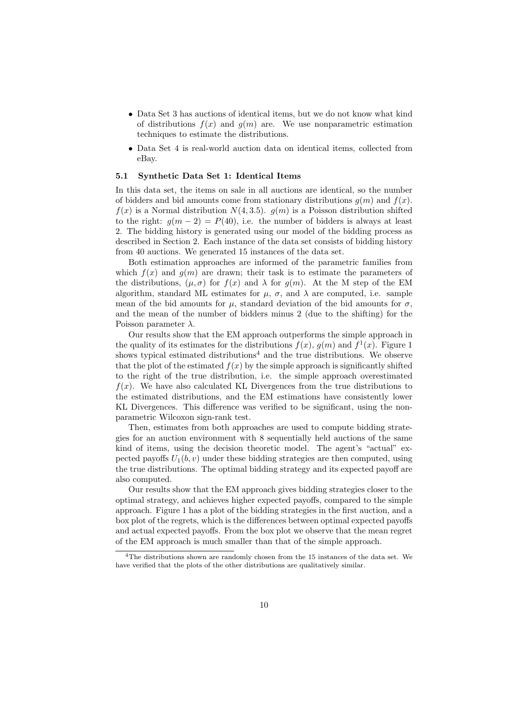- Data Set 3 has auctions of identical items, but we do not know what kind of distributions $f(x)$ and $g(m)$ are. We use nonparametric estimation techniques to estimate the distributions.
- Data Set 4 is real-world auction data on identical items, collected from eBay.

### 5.1 Synthetic Data Set 1: Identical Items

In this data set, the items on sale in all auctions are identical, so the number of bidders and bid amounts come from stationary distributions $g(m)$ and $f(x)$. $f(x)$ is a Normal distribution $N(4, 3.5)$. $g(m)$ is a Poisson distribution shifted to the right: $g(m-2) = P(40)$, i.e. the number of bidders is always at least 2. The bidding history is generated using our model of the bidding process as described in Section 2. Each instance of the data set consists of bidding history from 40 auctions. We generated 15 instances of the data set.

Both estimation approaches are informed of the parametric families from which $f(x)$ and $g(m)$ are drawn; their task is to estimate the parameters of the distributions, $(\mu, \sigma)$ for $f(x)$ and $\lambda$ for $g(m)$. At the M step of the EM algorithm, standard ML estimates for $\mu$, $\sigma$, and $\lambda$ are computed, i.e. sample mean of the bid amounts for $\mu$, standard deviation of the bid amounts for $\sigma$, and the mean of the number of bidders minus 2 (due to the shifting) for the Poisson parameter $\lambda$.

Our results show that the EM approach outperforms the simple approach in the quality of its estimates for the distributions $f(x)$, $g(m)$ and $f^1(x)$. Figure 1 shows typical estimated distributions[4] and the true distributions. We observe that the plot of the estimated $f(x)$ by the simple approach is significantly shifted to the right of the true distribution, i.e. the simple approach overestimated $f(x)$. We have also calculated KL Divergences from the true distributions to the estimated distributions, and the EM estimations have consistently lower KL Divergences. This difference was verified to be significant, using the non-parametric Wilcoxon sign-rank test.

Then, estimates from both approaches are used to compute bidding strategies for an auction environment with 8 sequentially held auctions of the same kind of items, using the decision theoretic model. The agent's "actual" expected payoffs $U_1(b, v)$ under these bidding strategies are then computed, using the true distributions. The optimal bidding strategy and its expected payoff are also computed.

Our results show that the EM approach gives bidding strategies closer to the optimal strategy, and achieves higher expected payoffs, compared to the simple approach. Figure 1 has a plot of the bidding strategies in the first auction, and a box plot of the regrets, which is the differences between optimal expected payoffs and actual expected payoffs. From the box plot we observe that the mean regret of the EM approach is much smaller than that of the simple approach.

[4] The distributions shown are randomly chosen from the 15 instances of the data set. We have verified that the plots of the other distributions are qualitatively similar.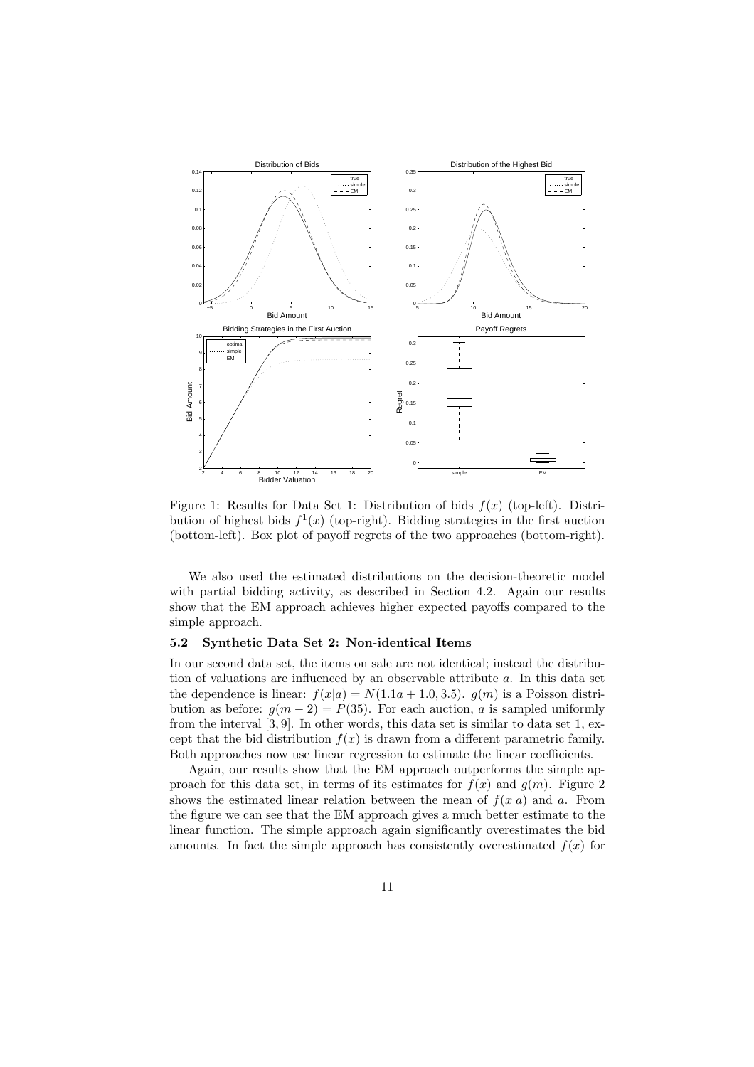Figure 1: Results for Data Set 1: Distribution of bids $f(x)$ (top-left). Distribution of highest bids $f^1(x)$ (top-right). Bidding strategies in the first auction (bottom-left). Box plot of payoff regrets of the two approaches (bottom-right).

We also used the estimated distributions on the decision-theoretic model with partial bidding activity, as described in Section 4.2. Again our results show that the EM approach achieves higher expected payoffs compared to the simple approach.

### 5.2 Synthetic Data Set 2: Non-identical Items

In our second data set, the items on sale are not identical; instead the distribution of valuations are influenced by an observable attribute $a$. In this data set the dependence is linear: $f(x|a) = N(1.1a + 1.0, 3.5)$. $g(m)$ is a Poisson distribution as before: $g(m-2) = P(35)$. For each auction, $a$ is sampled uniformly from the interval $[3, 9]$. In other words, this data set is similar to data set 1, except that the bid distribution $f(x)$ is drawn from a different parametric family. Both approaches now use linear regression to estimate the linear coefficients.

Again, our results show that the EM approach outperforms the simple approach for this data set, in terms of its estimates for $f(x)$ and $g(m)$. Figure 2 shows the estimated linear relation between the mean of $f(x|a)$ and $a$. From the figure we can see that the EM approach gives a much better estimate to the linear function. The simple approach again significantly overestimates the bid amounts. In fact the simple approach has consistently overestimated $f(x)$ for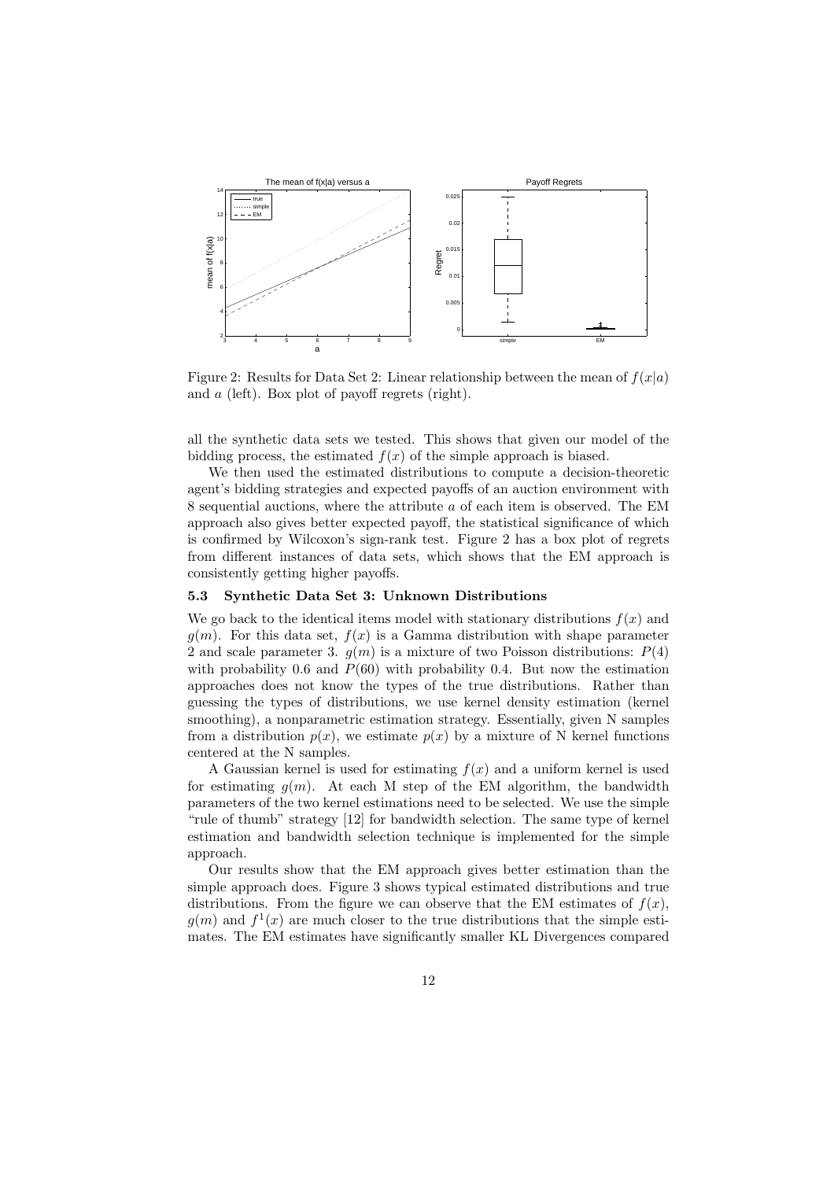Figure 2: Results for Data Set 2: Linear relationship between the mean of $f(x|a)$ and $a$ (left). Box plot of payoff regrets (right).

all the synthetic data sets we tested. This shows that given our model of the bidding process, the estimated $f(x)$ of the simple approach is biased.

We then used the estimated distributions to compute a decision-theoretic agent's bidding strategies and expected payoffs of an auction environment with 8 sequential auctions, where the attribute $a$ of each item is observed. The EM approach also gives better expected payoff, the statistical significance of which is confirmed by Wilcoxon's sign-rank test. Figure 2 has a box plot of regrets from different instances of data sets, which shows that the EM approach is consistently getting higher payoffs.

### 5.3 Synthetic Data Set 3: Unknown Distributions

We go back to the identical items model with stationary distributions $f(x)$ and $g(m)$. For this data set, $f(x)$ is a Gamma distribution with shape parameter 2 and scale parameter 3. $g(m)$ is a mixture of two Poisson distributions: $P(4)$ with probability 0.6 and $P(60)$ with probability 0.4. But now the estimation approaches does not know the types of the true distributions. Rather than guessing the types of distributions, we use kernel density estimation (kernel smoothing), a nonparametric estimation strategy. Essentially, given N samples from a distribution $p(x)$, we estimate $p(x)$ by a mixture of N kernel functions centered at the N samples.

A Gaussian kernel is used for estimating $f(x)$ and a uniform kernel is used for estimating $g(m)$. At each M step of the EM algorithm, the bandwidth parameters of the two kernel estimations need to be selected. We use the simple "rule of thumb" strategy [12] for bandwidth selection. The same type of kernel estimation and bandwidth selection technique is implemented for the simple approach.

Our results show that the EM approach gives better estimation than the simple approach does. Figure 3 shows typical estimated distributions and true distributions. From the figure we can observe that the EM estimates of $f(x)$, $g(m)$ and $f^1(x)$ are much closer to the true distributions that the simple estimates. The EM estimates have significantly smaller KL Divergences compared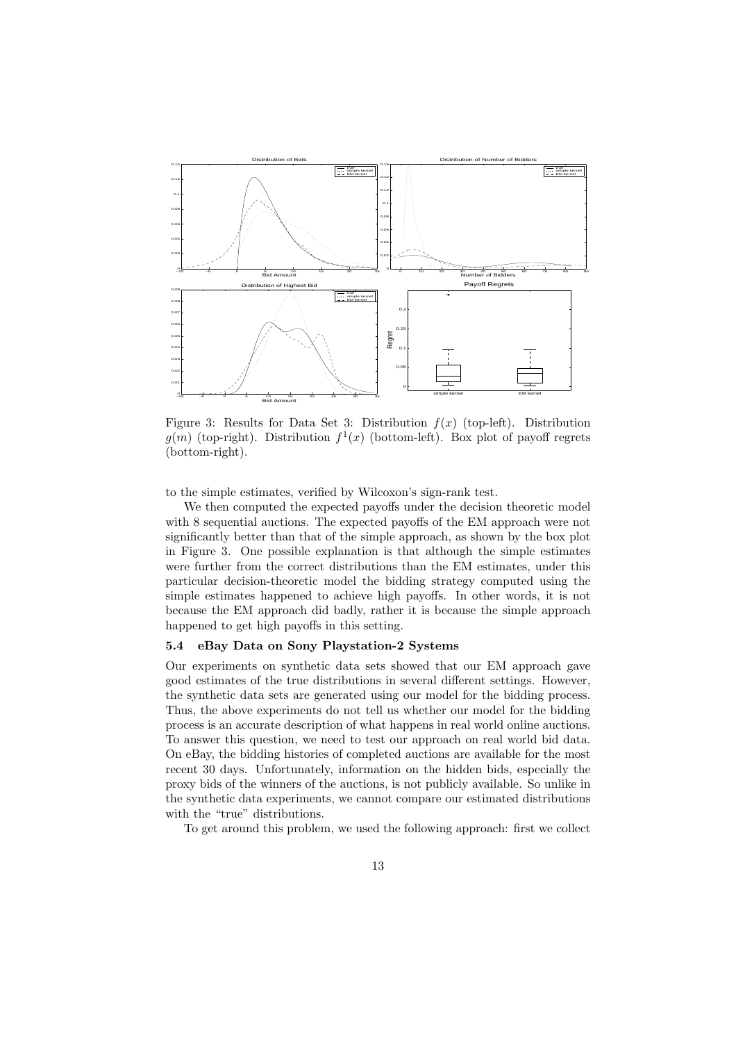Figure 3: Results for Data Set 3: Distribution $f(x)$ (top-left). Distribution $g(m)$ (top-right). Distribution $f^1(x)$ (bottom-left). Box plot of payoff regrets (bottom-right).

to the simple estimates, verified by Wilcoxon's sign-rank test.

We then computed the expected payoffs under the decision theoretic model with 8 sequential auctions. The expected payoffs of the EM approach were not significantly better than that of the simple approach, as shown by the box plot in Figure 3. One possible explanation is that although the simple estimates were further from the correct distributions than the EM estimates, under this particular decision-theoretic model the bidding strategy computed using the simple estimates happened to achieve high payoffs. In other words, it is not because the EM approach did badly, rather it is because the simple approach happened to get high payoffs in this setting.

### 5.4 eBay Data on Sony Playstation-2 Systems

Our experiments on synthetic data sets showed that our EM approach gave good estimates of the true distributions in several different settings. However, the synthetic data sets are generated using our model for the bidding process. Thus, the above experiments do not tell us whether our model for the bidding process is an accurate description of what happens in real world online auctions. To answer this question, we need to test our approach on real world bid data. On eBay, the bidding histories of completed auctions are available for the most recent 30 days. Unfortunately, information on the hidden bids, especially the proxy bids of the winners of the auctions, is not publicly available. So unlike in the synthetic data experiments, we cannot compare our estimated distributions with the "true" distributions.

To get around this problem, we used the following approach: first we collect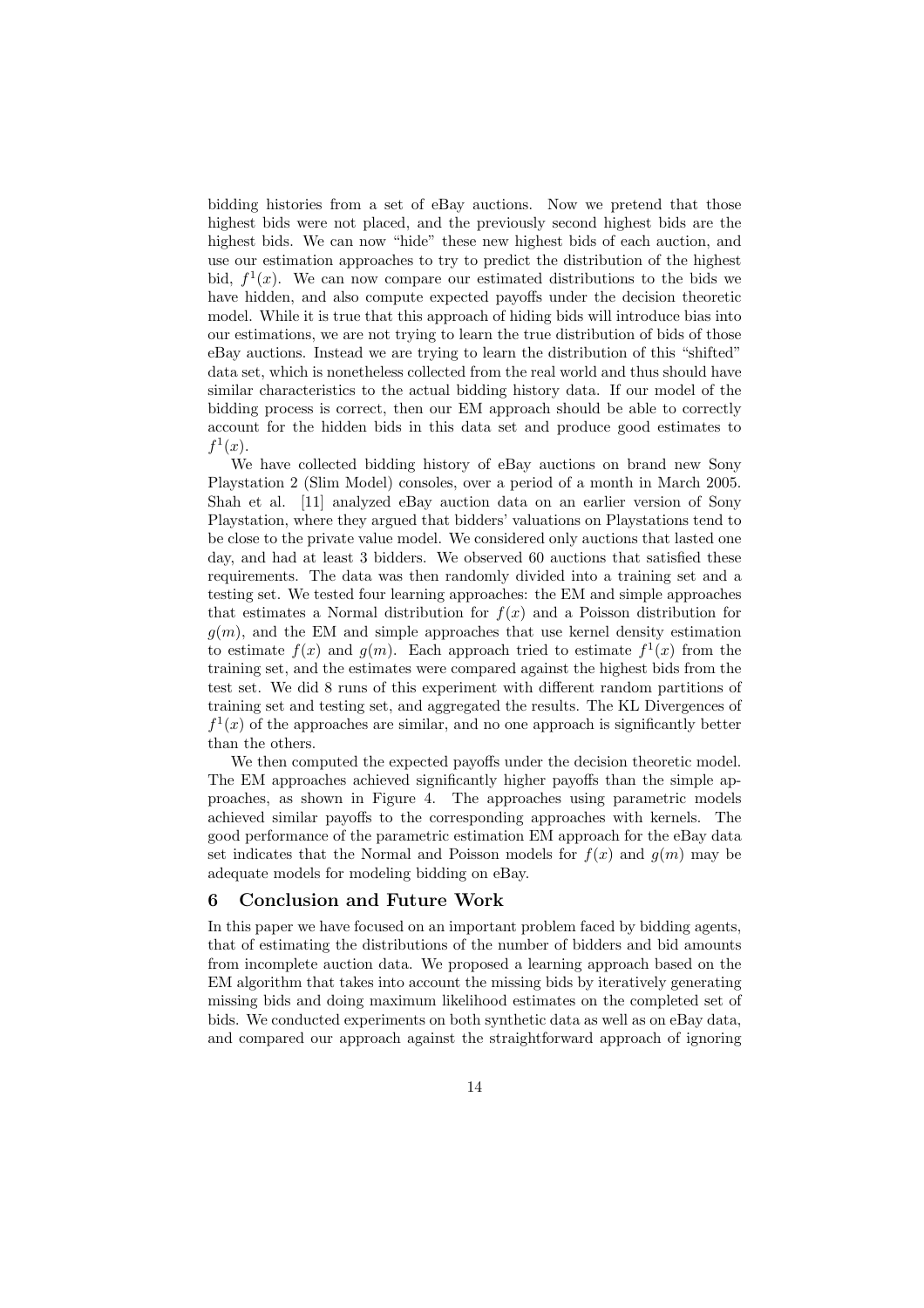bidding histories from a set of eBay auctions. Now we pretend that those highest bids were not placed, and the previously second highest bids are the highest bids. We can now "hide" these new highest bids of each auction, and use our estimation approaches to try to predict the distribution of the highest bid, $f^1(x)$. We can now compare our estimated distributions to the bids we have hidden, and also compute expected payoffs under the decision theoretic model. While it is true that this approach of hiding bids will introduce bias into our estimations, we are not trying to learn the true distribution of bids of those eBay auctions. Instead we are trying to learn the distribution of this "shifted" data set, which is nonetheless collected from the real world and thus should have similar characteristics to the actual bidding history data. If our model of the bidding process is correct, then our EM approach should be able to correctly account for the hidden bids in this data set and produce good estimates to $f^1(x)$.

We have collected bidding history of eBay auctions on brand new Sony Playstation 2 (Slim Model) consoles, over a period of a month in March 2005. Shah et al. [11] analyzed eBay auction data on an earlier version of Sony Playstation, where they argued that bidders' valuations on Playstations tend to be close to the private value model. We considered only auctions that lasted one day, and had at least 3 bidders. We observed 60 auctions that satisfied these requirements. The data was then randomly divided into a training set and a testing set. We tested four learning approaches: the EM and simple approaches that estimates a Normal distribution for $f(x)$ and a Poisson distribution for $g(m)$, and the EM and simple approaches that use kernel density estimation to estimate $f(x)$ and $g(m)$. Each approach tried to estimate $f^1(x)$ from the training set, and the estimates were compared against the highest bids from the test set. We did 8 runs of this experiment with different random partitions of training set and testing set, and aggregated the results. The KL Divergences of $f^1(x)$ of the approaches are similar, and no one approach is significantly better than the others.

We then computed the expected payoffs under the decision theoretic model. The EM approaches achieved significantly higher payoffs than the simple approaches, as shown in Figure 4. The approaches using parametric models achieved similar payoffs to the corresponding approaches with kernels. The good performance of the parametric estimation EM approach for the eBay data set indicates that the Normal and Poisson models for $f(x)$ and $g(m)$ may be adequate models for modeling bidding on eBay.

## 6 Conclusion and Future Work

In this paper we have focused on an important problem faced by bidding agents, that of estimating the distributions of the number of bidders and bid amounts from incomplete auction data. We proposed a learning approach based on the EM algorithm that takes into account the missing bids by iteratively generating missing bids and doing maximum likelihood estimates on the completed set of bids. We conducted experiments on both synthetic data as well as on eBay data, and compared our approach against the straightforward approach of ignoring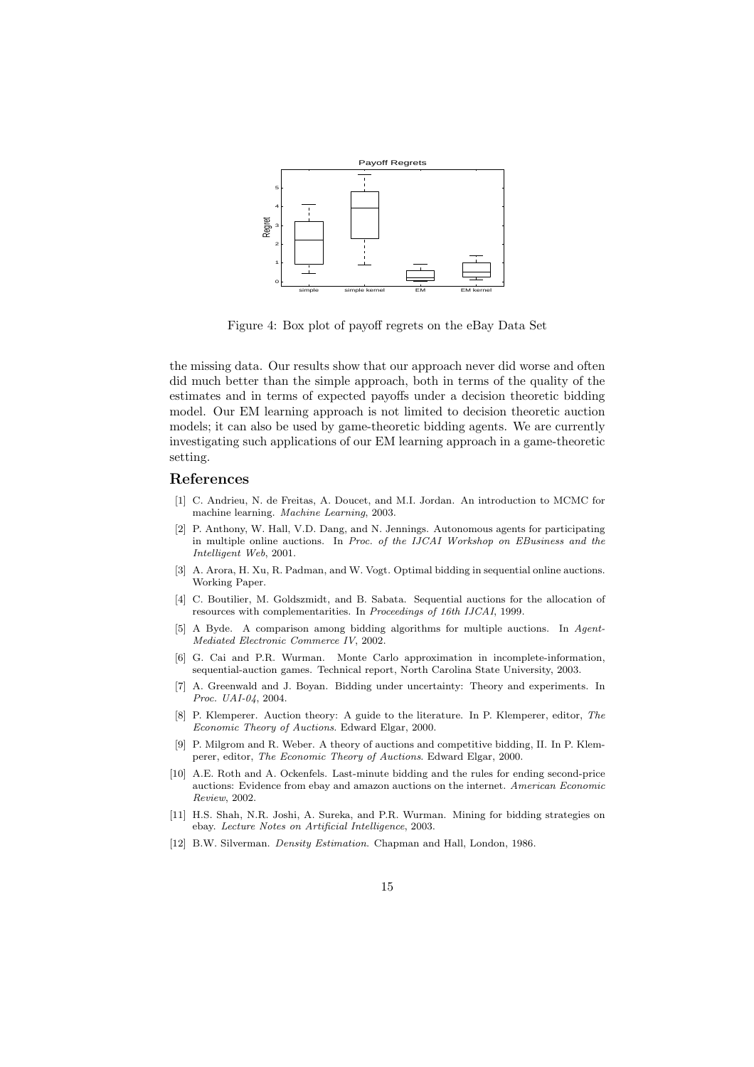Figure 4: Box plot of payoff regrets on the eBay Data Set

the missing data. Our results show that our approach never did worse and often did much better than the simple approach, both in terms of the quality of the estimates and in terms of expected payoffs under a decision theoretic bidding model. Our EM learning approach is not limited to decision theoretic auction models; it can also be used by game-theoretic bidding agents. We are currently investigating such applications of our EM learning approach in a game-theoretic setting.

## References

[1] C. Andrieu, N. de Freitas, A. Doucet, and M.I. Jordan. An introduction to MCMC for machine learning. *Machine Learning*, 2003.

[2] P. Anthony, W. Hall, V.D. Dang, and N. Jennings. Autonomous agents for participating in multiple online auctions. In *Proc. of the IJCAI Workshop on EBusiness and the Intelligent Web*, 2001.

[3] A. Arora, H. Xu, R. Padman, and W. Vogt. Optimal bidding in sequential online auctions. Working Paper.

[4] C. Boutilier, M. Goldszmidt, and B. Sabata. Sequential auctions for the allocation of resources with complementarities. In *Proceedings of 16th IJCAI*, 1999.

[5] A Byde. A comparison among bidding algorithms for multiple auctions. In *Agent-Mediated Electronic Commerce IV*, 2002.

[6] G. Cai and P.R. Wurman. Monte Carlo approximation in incomplete-information, sequential-auction games. Technical report, North Carolina State University, 2003.

[7] A. Greenwald and J. Boyan. Bidding under uncertainty: Theory and experiments. In *Proc. UAI-04*, 2004.

[8] P. Klemperer. Auction theory: A guide to the literature. In P. Klemperer, editor, *The Economic Theory of Auctions*. Edward Elgar, 2000.

[9] P. Milgrom and R. Weber. A theory of auctions and competitive bidding, II. In P. Klemperer, editor, *The Economic Theory of Auctions*. Edward Elgar, 2000.

[10] A.E. Roth and A. Ockenfels. Last-minute bidding and the rules for ending second-price auctions: Evidence from ebay and amazon auctions on the internet. *American Economic Review*, 2002.

[11] H.S. Shah, N.R. Joshi, A. Sureka, and P.R. Wurman. Mining for bidding strategies on ebay. *Lecture Notes on Artificial Intelligence*, 2003.

[12] B.W. Silverman. *Density Estimation*. Chapman and Hall, London, 1986.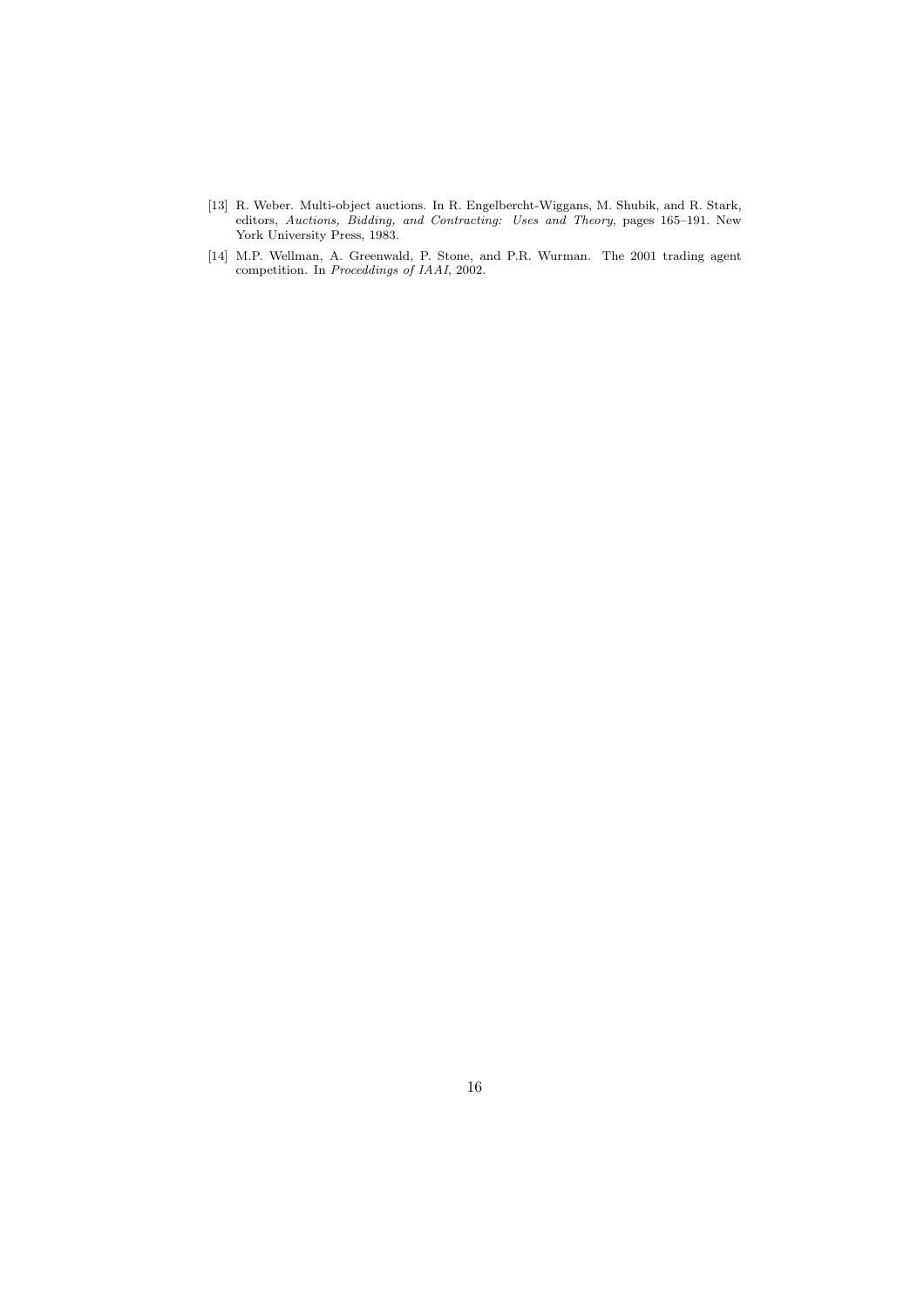[13] R. Weber. Multi-object auctions. In R. Engelbercht-Wiggans, M. Shubik, and R. Stark, editors, *Auctions, Bidding, and Contracting: Uses and Theory*, pages 165–191. New York University Press, 1983.

[14] M.P. Wellman, A. Greenwald, P. Stone, and P.R. Wurman. The 2001 trading agent competition. In *Proceddings of IAAI*, 2002.